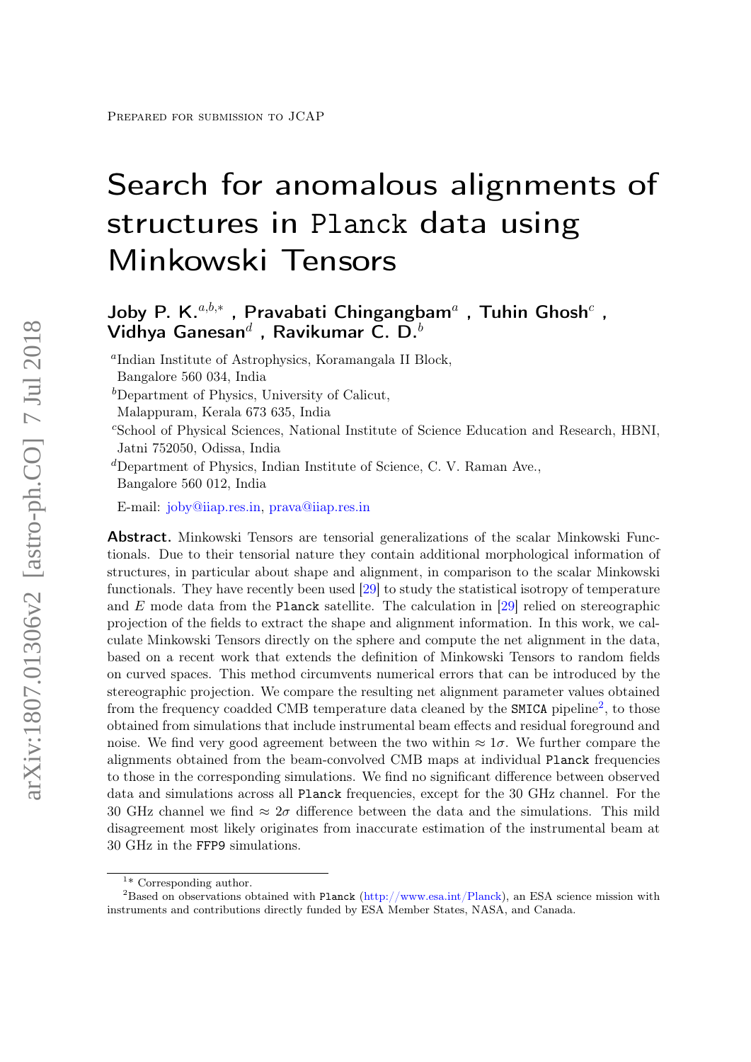Prepared for submission to JCAP

# Search for anomalous alignments of structures in Planck data using Minkowski Tensors

**Joby P. K.**[a,b,*] **, Pravabati Chingangbam**[a] **, Tuhin Ghosh**[c] **, Vidhya Ganesan**[d] **, Ravikumar C. D.**[b]

[a]Indian Institute of Astrophysics, Koramangala II Block, Bangalore 560 034, India

[b]Department of Physics, University of Calicut, Malappuram, Kerala 673 635, India

[c]School of Physical Sciences, National Institute of Science Education and Research, HBNI, Jatni 752050, Odissa, India

[d]Department of Physics, Indian Institute of Science, C. V. Raman Ave., Bangalore 560 012, India

E-mail: joby@iiap.res.in, prava@iiap.res.in

**Abstract.** Minkowski Tensors are tensorial generalizations of the scalar Minkowski Functionals. Due to their tensorial nature they contain additional morphological information of structures, in particular about shape and alignment, in comparison to the scalar Minkowski functionals. They have recently been used [29] to study the statistical isotropy of temperature and $E$ mode data from the Planck satellite. The calculation in [29] relied on stereographic projection of the fields to extract the shape and alignment information. In this work, we calculate Minkowski Tensors directly on the sphere and compute the net alignment in the data, based on a recent work that extends the definition of Minkowski Tensors to random fields on curved spaces. This method circumvents numerical errors that can be introduced by the stereographic projection. We compare the resulting net alignment parameter values obtained from the frequency coadded CMB temperature data cleaned by the SMICA pipeline[2], to those obtained from simulations that include instrumental beam effects and residual foreground and noise. We find very good agreement between the two within $\approx 1\sigma$. We further compare the alignments obtained from the beam-convolved CMB maps at individual Planck frequencies to those in the corresponding simulations. We find no significant difference between observed data and simulations across all Planck frequencies, except for the 30 GHz channel. For the 30 GHz channel we find $\approx 2\sigma$ difference between the data and the simulations. This mild disagreement most likely originates from inaccurate estimation of the instrumental beam at 30 GHz in the FFP9 simulations.

[1]* Corresponding author.

[2]Based on observations obtained with Planck (http://www.esa.int/Planck), an ESA science mission with instruments and contributions directly funded by ESA Member States, NASA, and Canada.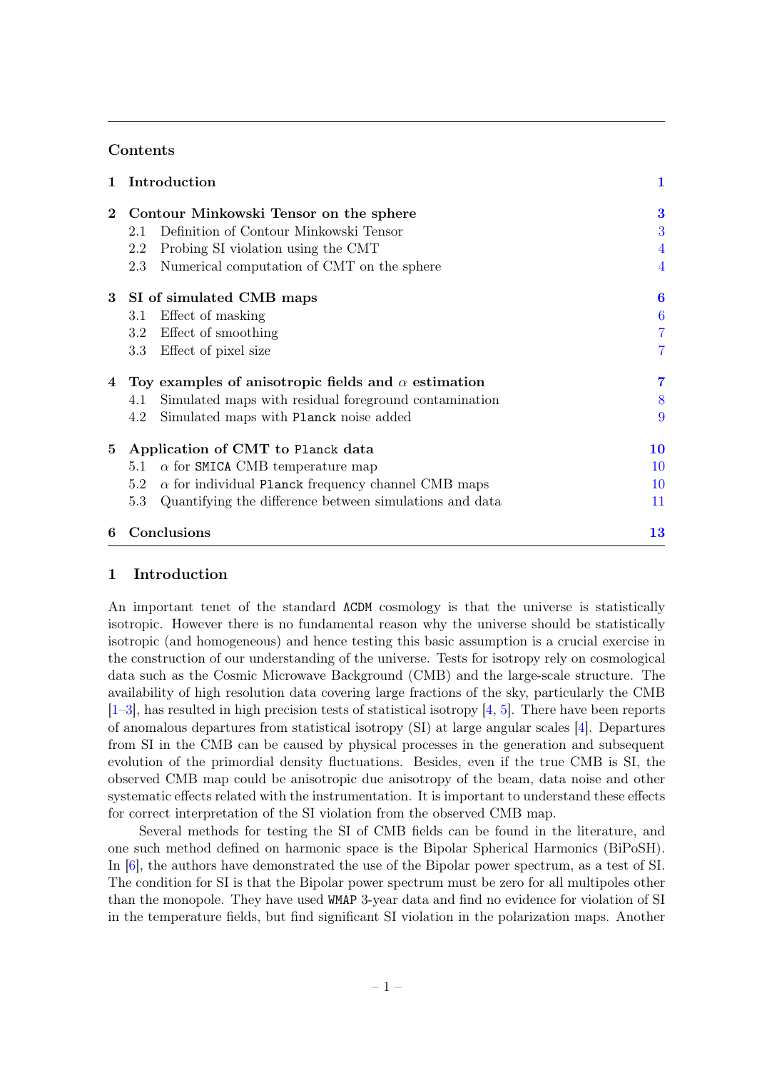## Contents

| | | |
|---|---|---|
| **1** | **Introduction** | **1** |
| **2** | **Contour Minkowski Tensor on the sphere** | **3** |
| | 2.1 Definition of Contour Minkowski Tensor | 3 |
| | 2.2 Probing SI violation using the CMT | 4 |
| | 2.3 Numerical computation of CMT on the sphere | 4 |
| **3** | **SI of simulated CMB maps** | **6** |
| | 3.1 Effect of masking | 6 |
| | 3.2 Effect of smoothing | 7 |
| | 3.3 Effect of pixel size | 7 |
| **4** | **Toy examples of anisotropic fields and $\alpha$ estimation** | **7** |
| | 4.1 Simulated maps with residual foreground contamination | 8 |
| | 4.2 Simulated maps with `Planck` noise added | 9 |
| **5** | **Application of CMT to `Planck` data** | **10** |
| | 5.1 $\alpha$ for `SMICA` CMB temperature map | 10 |
| | 5.2 $\alpha$ for individual `Planck` frequency channel CMB maps | 10 |
| | 5.3 Quantifying the difference between simulations and data | 11 |
| **6** | **Conclusions** | **13** |

## 1 Introduction

An important tenet of the standard ΛCDM cosmology is that the universe is statistically isotropic. However there is no fundamental reason why the universe should be statistically isotropic (and homogeneous) and hence testing this basic assumption is a crucial exercise in the construction of our understanding of the universe. Tests for isotropy rely on cosmological data such as the Cosmic Microwave Background (CMB) and the large-scale structure. The availability of high resolution data covering large fractions of the sky, particularly the CMB [1–3], has resulted in high precision tests of statistical isotropy [4, 5]. There have been reports of anomalous departures from statistical isotropy (SI) at large angular scales [4]. Departures from SI in the CMB can be caused by physical processes in the generation and subsequent evolution of the primordial density fluctuations. Besides, even if the true CMB is SI, the observed CMB map could be anisotropic due anisotropy of the beam, data noise and other systematic effects related with the instrumentation. It is important to understand these effects for correct interpretation of the SI violation from the observed CMB map.

Several methods for testing the SI of CMB fields can be found in the literature, and one such method defined on harmonic space is the Bipolar Spherical Harmonics (BiPoSH). In [6], the authors have demonstrated the use of the Bipolar power spectrum, as a test of SI. The condition for SI is that the Bipolar power spectrum must be zero for all multipoles other than the monopole. They have used `WMAP` 3-year data and find no evidence for violation of SI in the temperature fields, but find significant SI violation in the polarization maps. Another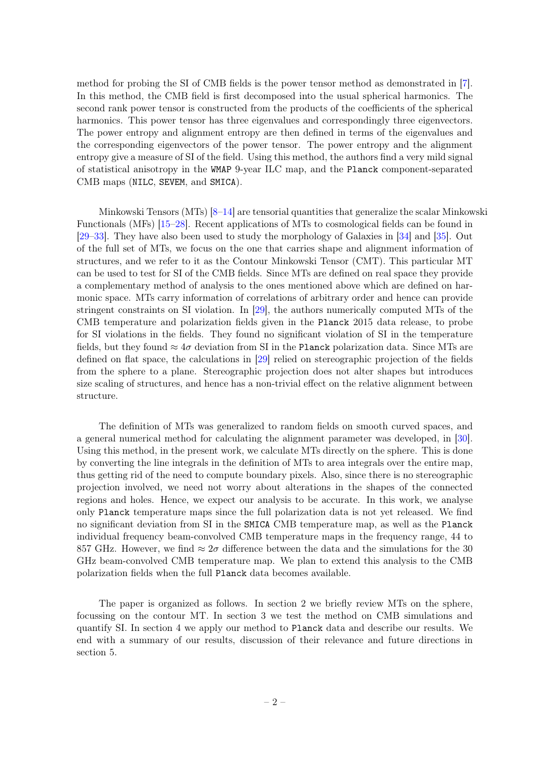method for probing the SI of CMB fields is the power tensor method as demonstrated in [7]. In this method, the CMB field is first decomposed into the usual spherical harmonics. The second rank power tensor is constructed from the products of the coefficients of the spherical harmonics. This power tensor has three eigenvalues and correspondingly three eigenvectors. The power entropy and alignment entropy are then defined in terms of the eigenvalues and the corresponding eigenvectors of the power tensor. The power entropy and the alignment entropy give a measure of SI of the field. Using this method, the authors find a very mild signal of statistical anisotropy in the WMAP 9-year ILC map, and the Planck component-separated CMB maps (NILC, SEVEM, and SMICA).

Minkowski Tensors (MTs) [8–14] are tensorial quantities that generalize the scalar Minkowski Functionals (MFs) [15–28]. Recent applications of MTs to cosmological fields can be found in [29–33]. They have also been used to study the morphology of Galaxies in [34] and [35]. Out of the full set of MTs, we focus on the one that carries shape and alignment information of structures, and we refer to it as the Contour Minkowski Tensor (CMT). This particular MT can be used to test for SI of the CMB fields. Since MTs are defined on real space they provide a complementary method of analysis to the ones mentioned above which are defined on harmonic space. MTs carry information of correlations of arbitrary order and hence can provide stringent constraints on SI violation. In [29], the authors numerically computed MTs of the CMB temperature and polarization fields given in the Planck 2015 data release, to probe for SI violations in the fields. They found no significant violation of SI in the temperature fields, but they found $\approx 4\sigma$ deviation from SI in the Planck polarization data. Since MTs are defined on flat space, the calculations in [29] relied on stereographic projection of the fields from the sphere to a plane. Stereographic projection does not alter shapes but introduces size scaling of structures, and hence has a non-trivial effect on the relative alignment between structure.

The definition of MTs was generalized to random fields on smooth curved spaces, and a general numerical method for calculating the alignment parameter was developed, in [30]. Using this method, in the present work, we calculate MTs directly on the sphere. This is done by converting the line integrals in the definition of MTs to area integrals over the entire map, thus getting rid of the need to compute boundary pixels. Also, since there is no stereographic projection involved, we need not worry about alterations in the shapes of the connected regions and holes. Hence, we expect our analysis to be accurate. In this work, we analyse only Planck temperature maps since the full polarization data is not yet released. We find no significant deviation from SI in the SMICA CMB temperature map, as well as the Planck individual frequency beam-convolved CMB temperature maps in the frequency range, 44 to 857 GHz. However, we find $\approx 2\sigma$ difference between the data and the simulations for the 30 GHz beam-convolved CMB temperature map. We plan to extend this analysis to the CMB polarization fields when the full Planck data becomes available.

The paper is organized as follows. In section 2 we briefly review MTs on the sphere, focussing on the contour MT. In section 3 we test the method on CMB simulations and quantify SI. In section 4 we apply our method to Planck data and describe our results. We end with a summary of our results, discussion of their relevance and future directions in section 5.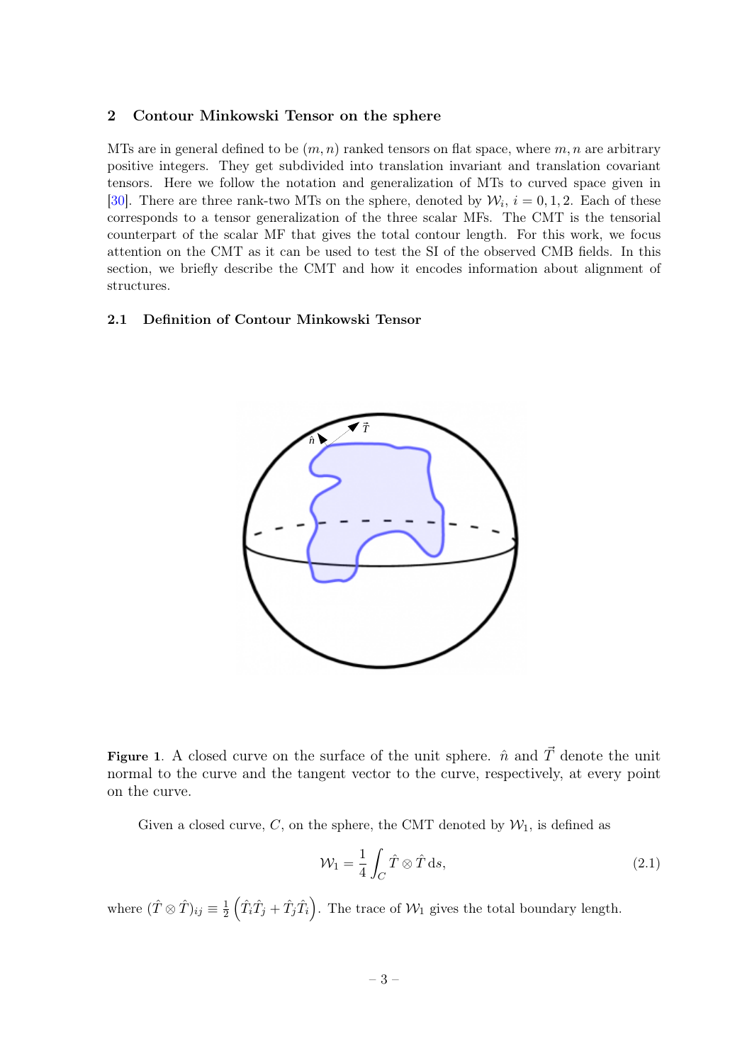## 2 Contour Minkowski Tensor on the sphere

MTs are in general defined to be $(m, n)$ ranked tensors on flat space, where $m, n$ are arbitrary positive integers. They get subdivided into translation invariant and translation covariant tensors. Here we follow the notation and generalization of MTs to curved space given in [30]. There are three rank-two MTs on the sphere, denoted by $\mathcal{W}_i$, $i = 0, 1, 2$. Each of these corresponds to a tensor generalization of the three scalar MFs. The CMT is the tensorial counterpart of the scalar MF that gives the total contour length. For this work, we focus attention on the CMT as it can be used to test the SI of the observed CMB fields. In this section, we briefly describe the CMT and how it encodes information about alignment of structures.

### 2.1 Definition of Contour Minkowski Tensor

**Figure 1**. A closed curve on the surface of the unit sphere. $\hat{n}$ and $\vec{T}$ denote the unit normal to the curve and the tangent vector to the curve, respectively, at every point on the curve.

Given a closed curve, $C$, on the sphere, the CMT denoted by $\mathcal{W}_1$, is defined as

$$\mathcal{W}_1 = \frac{1}{4} \int_C \hat{T} \otimes \hat{T} \, \mathrm{d}s, \tag{2.1}$$

where $(\hat{T} \otimes \hat{T})_{ij} \equiv \frac{1}{2} \left( \hat{T}_i \hat{T}_j + \hat{T}_j \hat{T}_i \right)$. The trace of $\mathcal{W}_1$ gives the total boundary length.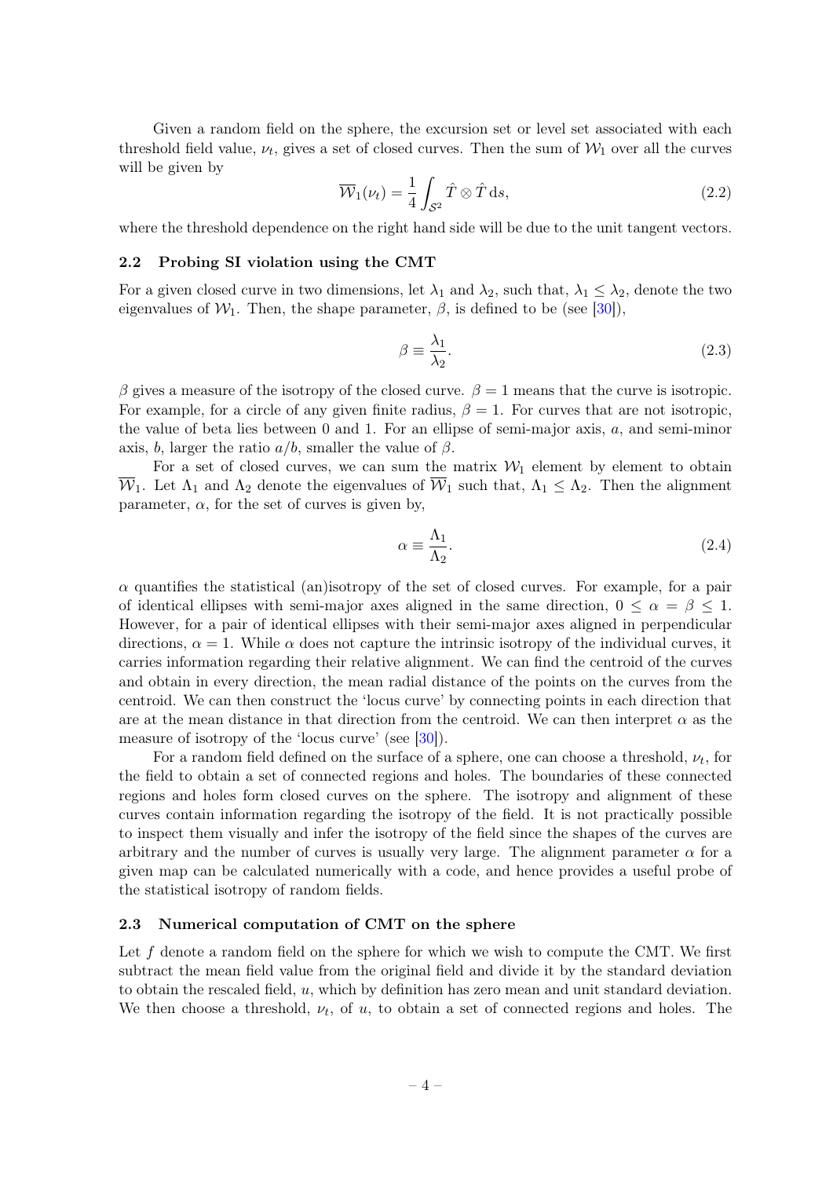Given a random field on the sphere, the excursion set or level set associated with each threshold field value, $\nu_t$, gives a set of closed curves. Then the sum of $\mathcal{W}_1$ over all the curves will be given by

$$\overline{\mathcal{W}}_1(\nu_t) = \frac{1}{4}\int_{\mathcal{S}^2} \hat{T}\otimes\hat{T}\,\mathrm{d}s, \tag{2.2}$$

where the threshold dependence on the right hand side will be due to the unit tangent vectors.

### 2.2 Probing SI violation using the CMT

For a given closed curve in two dimensions, let $\lambda_1$ and $\lambda_2$, such that, $\lambda_1 \leq \lambda_2$, denote the two eigenvalues of $\mathcal{W}_1$. Then, the shape parameter, $\beta$, is defined to be (see [30]),

$$\beta \equiv \frac{\lambda_1}{\lambda_2}. \tag{2.3}$$

$\beta$ gives a measure of the isotropy of the closed curve. $\beta = 1$ means that the curve is isotropic. For example, for a circle of any given finite radius, $\beta = 1$. For curves that are not isotropic, the value of beta lies between 0 and 1. For an ellipse of semi-major axis, $a$, and semi-minor axis, $b$, larger the ratio $a/b$, smaller the value of $\beta$.

For a set of closed curves, we can sum the matrix $\mathcal{W}_1$ element by element to obtain $\overline{\mathcal{W}}_1$. Let $\Lambda_1$ and $\Lambda_2$ denote the eigenvalues of $\overline{\mathcal{W}}_1$ such that, $\Lambda_1 \leq \Lambda_2$. Then the alignment parameter, $\alpha$, for the set of curves is given by,

$$\alpha \equiv \frac{\Lambda_1}{\Lambda_2}. \tag{2.4}$$

$\alpha$ quantifies the statistical (an)isotropy of the set of closed curves. For example, for a pair of identical ellipses with semi-major axes aligned in the same direction, $0 \leq \alpha = \beta \leq 1$. However, for a pair of identical ellipses with their semi-major axes aligned in perpendicular directions, $\alpha = 1$. While $\alpha$ does not capture the intrinsic isotropy of the individual curves, it carries information regarding their relative alignment. We can find the centroid of the curves and obtain in every direction, the mean radial distance of the points on the curves from the centroid. We can then construct the 'locus curve' by connecting points in each direction that are at the mean distance in that direction from the centroid. We can then interpret $\alpha$ as the measure of isotropy of the 'locus curve' (see [30]).

For a random field defined on the surface of a sphere, one can choose a threshold, $\nu_t$, for the field to obtain a set of connected regions and holes. The boundaries of these connected regions and holes form closed curves on the sphere. The isotropy and alignment of these curves contain information regarding the isotropy of the field. It is not practically possible to inspect them visually and infer the isotropy of the field since the shapes of the curves are arbitrary and the number of curves is usually very large. The alignment parameter $\alpha$ for a given map can be calculated numerically with a code, and hence provides a useful probe of the statistical isotropy of random fields.

### 2.3 Numerical computation of CMT on the sphere

Let $f$ denote a random field on the sphere for which we wish to compute the CMT. We first subtract the mean field value from the original field and divide it by the standard deviation to obtain the rescaled field, $u$, which by definition has zero mean and unit standard deviation. We then choose a threshold, $\nu_t$, of $u$, to obtain a set of connected regions and holes. The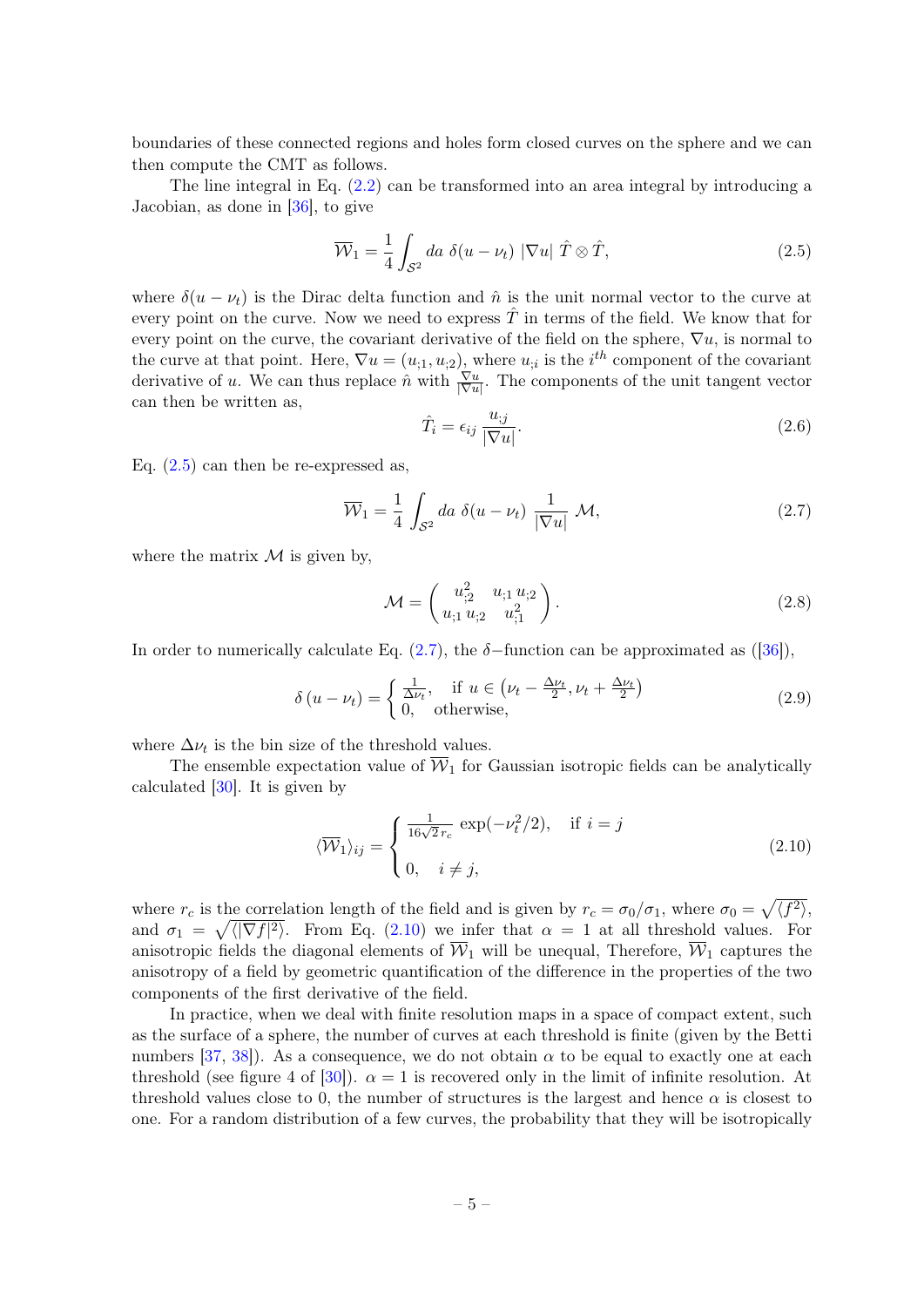boundaries of these connected regions and holes form closed curves on the sphere and we can then compute the CMT as follows.

The line integral in Eq. (2.2) can be transformed into an area integral by introducing a Jacobian, as done in [36], to give

$$\overline{\mathcal{W}}_1 = \frac{1}{4}\int_{\mathcal{S}^2} da\ \delta(u-\nu_t)\ |\nabla u|\ \hat{T}\otimes\hat{T}, \tag{2.5}$$

where $\delta(u-\nu_t)$ is the Dirac delta function and $\hat{n}$ is the unit normal vector to the curve at every point on the curve. Now we need to express $\hat{T}$ in terms of the field. We know that for every point on the curve, the covariant derivative of the field on the sphere, $\nabla u$, is normal to the curve at that point. Here, $\nabla u = (u_{;1}, u_{;2})$, where $u_{;i}$ is the $i^{th}$ component of the covariant derivative of $u$. We can thus replace $\hat{n}$ with $\frac{\nabla u}{|\nabla u|}$. The components of the unit tangent vector can then be written as,

$$\hat{T}_i = \epsilon_{ij}\,\frac{u_{;j}}{|\nabla u|}. \tag{2.6}$$

Eq. (2.5) can then be re-expressed as,

$$\overline{\mathcal{W}}_1 = \frac{1}{4}\int_{\mathcal{S}^2} da\ \delta(u-\nu_t)\ \frac{1}{|\nabla u|}\ \mathcal{M}, \tag{2.7}$$

where the matrix $\mathcal{M}$ is given by,

$$\mathcal{M} = \begin{pmatrix} u_{;2}^2 & u_{;1}\,u_{;2} \\ u_{;1}\,u_{;2} & u_{;1}^2 \end{pmatrix}. \tag{2.8}$$

In order to numerically calculate Eq. (2.7), the $\delta-$function can be approximated as ([36]),

$$\delta\left(u-\nu_t\right) = \begin{cases} \frac{1}{\Delta\nu_t}, & \text{if } u \in \left(\nu_t - \frac{\Delta\nu_t}{2}, \nu_t + \frac{\Delta\nu_t}{2}\right) \\ 0, & \text{otherwise,} \end{cases} \tag{2.9}$$

where $\Delta\nu_t$ is the bin size of the threshold values.

The ensemble expectation value of $\overline{\mathcal{W}}_1$ for Gaussian isotropic fields can be analytically calculated [30]. It is given by

$$\langle\overline{\mathcal{W}}_1\rangle_{ij} = \begin{cases} \frac{1}{16\sqrt{2}\,r_c}\ \exp(-\nu_t^2/2), & \text{if } i=j \\ \\ 0, & i\neq j, \end{cases} \tag{2.10}$$

where $r_c$ is the correlation length of the field and is given by $r_c = \sigma_0/\sigma_1$, where $\sigma_0 = \sqrt{\langle f^2\rangle}$, and $\sigma_1 = \sqrt{\langle|\nabla f|^2\rangle}$. From Eq. (2.10) we infer that $\alpha = 1$ at all threshold values. For anisotropic fields the diagonal elements of $\overline{\mathcal{W}}_1$ will be unequal, Therefore, $\overline{\mathcal{W}}_1$ captures the anisotropy of a field by geometric quantification of the difference in the properties of the two components of the first derivative of the field.

In practice, when we deal with finite resolution maps in a space of compact extent, such as the surface of a sphere, the number of curves at each threshold is finite (given by the Betti numbers [37, 38]). As a consequence, we do not obtain $\alpha$ to be equal to exactly one at each threshold (see figure 4 of [30]). $\alpha = 1$ is recovered only in the limit of infinite resolution. At threshold values close to 0, the number of structures is the largest and hence $\alpha$ is closest to one. For a random distribution of a few curves, the probability that they will be isotropically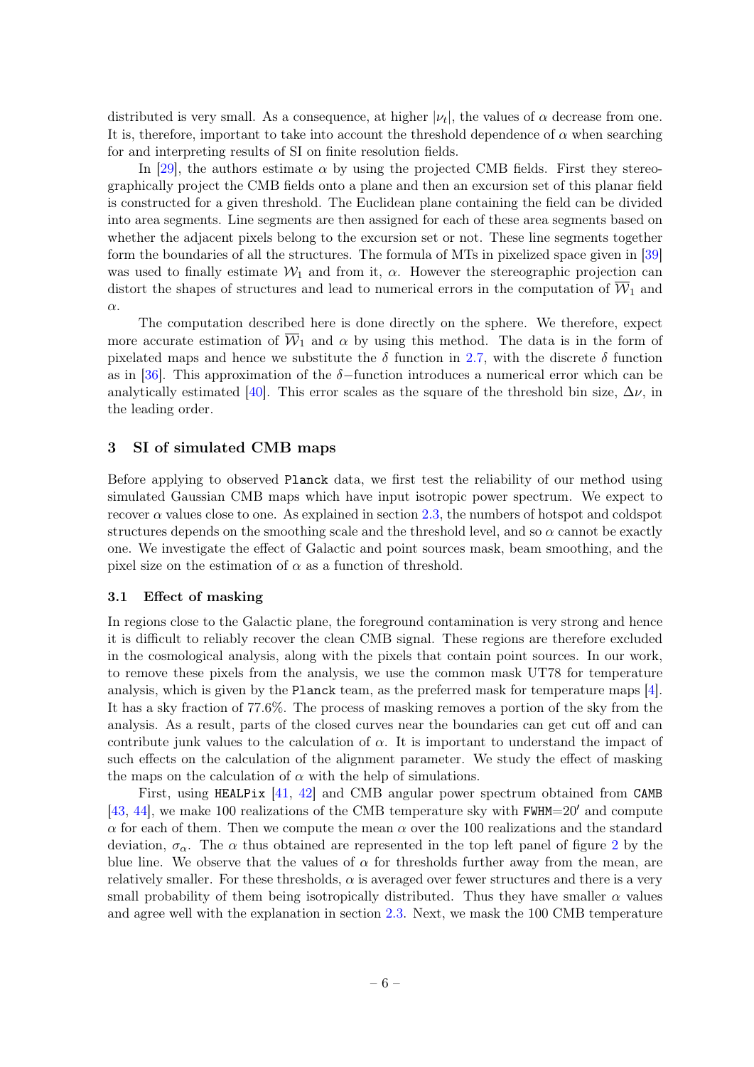distributed is very small. As a consequence, at higher $|\nu_t|$, the values of $\alpha$ decrease from one. It is, therefore, important to take into account the threshold dependence of $\alpha$ when searching for and interpreting results of SI on finite resolution fields.

In [29], the authors estimate $\alpha$ by using the projected CMB fields. First they stereographically project the CMB fields onto a plane and then an excursion set of this planar field is constructed for a given threshold. The Euclidean plane containing the field can be divided into area segments. Line segments are then assigned for each of these area segments based on whether the adjacent pixels belong to the excursion set or not. These line segments together form the boundaries of all the structures. The formula of MTs in pixelized space given in [39] was used to finally estimate $\mathcal{W}_1$ and from it, $\alpha$. However the stereographic projection can distort the shapes of structures and lead to numerical errors in the computation of $\overline{\mathcal{W}}_1$ and $\alpha$.

The computation described here is done directly on the sphere. We therefore, expect more accurate estimation of $\overline{\mathcal{W}}_1$ and $\alpha$ by using this method. The data is in the form of pixelated maps and hence we substitute the $\delta$ function in 2.7, with the discrete $\delta$ function as in [36]. This approximation of the $\delta-$function introduces a numerical error which can be analytically estimated [40]. This error scales as the square of the threshold bin size, $\Delta\nu$, in the leading order.

## 3 SI of simulated CMB maps

Before applying to observed `Planck` data, we first test the reliability of our method using simulated Gaussian CMB maps which have input isotropic power spectrum. We expect to recover $\alpha$ values close to one. As explained in section 2.3, the numbers of hotspot and coldspot structures depends on the smoothing scale and the threshold level, and so $\alpha$ cannot be exactly one. We investigate the effect of Galactic and point sources mask, beam smoothing, and the pixel size on the estimation of $\alpha$ as a function of threshold.

### 3.1 Effect of masking

In regions close to the Galactic plane, the foreground contamination is very strong and hence it is difficult to reliably recover the clean CMB signal. These regions are therefore excluded in the cosmological analysis, along with the pixels that contain point sources. In our work, to remove these pixels from the analysis, we use the common mask UT78 for temperature analysis, which is given by the `Planck` team, as the preferred mask for temperature maps [4]. It has a sky fraction of 77.6%. The process of masking removes a portion of the sky from the analysis. As a result, parts of the closed curves near the boundaries can get cut off and can contribute junk values to the calculation of $\alpha$. It is important to understand the impact of such effects on the calculation of the alignment parameter. We study the effect of masking the maps on the calculation of $\alpha$ with the help of simulations.

First, using `HEALPix` [41, 42] and CMB angular power spectrum obtained from `CAMB` [43, 44], we make 100 realizations of the CMB temperature sky with `FWHM`$=20'$ and compute $\alpha$ for each of them. Then we compute the mean $\alpha$ over the 100 realizations and the standard deviation, $\sigma_\alpha$. The $\alpha$ thus obtained are represented in the top left panel of figure 2 by the blue line. We observe that the values of $\alpha$ for thresholds further away from the mean, are relatively smaller. For these thresholds, $\alpha$ is averaged over fewer structures and there is a very small probability of them being isotropically distributed. Thus they have smaller $\alpha$ values and agree well with the explanation in section 2.3. Next, we mask the 100 CMB temperature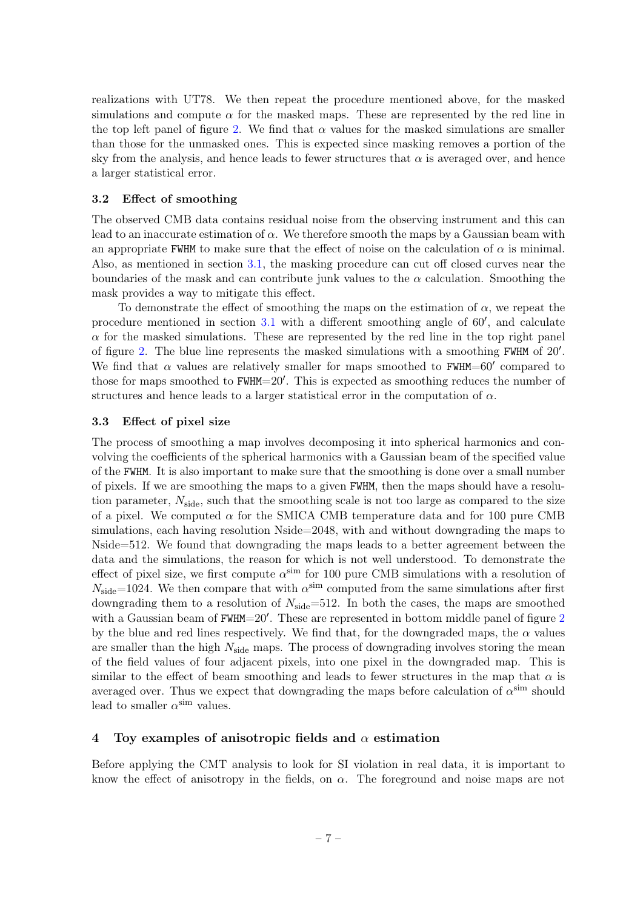realizations with UT78. We then repeat the procedure mentioned above, for the masked simulations and compute $\alpha$ for the masked maps. These are represented by the red line in the top left panel of figure 2. We find that $\alpha$ values for the masked simulations are smaller than those for the unmasked ones. This is expected since masking removes a portion of the sky from the analysis, and hence leads to fewer structures that $\alpha$ is averaged over, and hence a larger statistical error.

### 3.2 Effect of smoothing

The observed CMB data contains residual noise from the observing instrument and this can lead to an inaccurate estimation of $\alpha$. We therefore smooth the maps by a Gaussian beam with an appropriate `FWHM` to make sure that the effect of noise on the calculation of $\alpha$ is minimal. Also, as mentioned in section 3.1, the masking procedure can cut off closed curves near the boundaries of the mask and can contribute junk values to the $\alpha$ calculation. Smoothing the mask provides a way to mitigate this effect.

To demonstrate the effect of smoothing the maps on the estimation of $\alpha$, we repeat the procedure mentioned in section 3.1 with a different smoothing angle of $60'$, and calculate $\alpha$ for the masked simulations. These are represented by the red line in the top right panel of figure 2. The blue line represents the masked simulations with a smoothing `FWHM` of $20'$. We find that $\alpha$ values are relatively smaller for maps smoothed to `FWHM`$=60'$ compared to those for maps smoothed to `FWHM`$=20'$. This is expected as smoothing reduces the number of structures and hence leads to a larger statistical error in the computation of $\alpha$.

### 3.3 Effect of pixel size

The process of smoothing a map involves decomposing it into spherical harmonics and convolving the coefficients of the spherical harmonics with a Gaussian beam of the specified value of the `FWHM`. It is also important to make sure that the smoothing is done over a small number of pixels. If we are smoothing the maps to a given `FWHM`, then the maps should have a resolution parameter, $N_{\rm side}$, such that the smoothing scale is not too large as compared to the size of a pixel. We computed $\alpha$ for the SMICA CMB temperature data and for 100 pure CMB simulations, each having resolution Nside=2048, with and without downgrading the maps to Nside=512. We found that downgrading the maps leads to a better agreement between the data and the simulations, the reason for which is not well understood. To demonstrate the effect of pixel size, we first compute $\alpha^{\rm sim}$ for 100 pure CMB simulations with a resolution of $N_{\rm side}$=1024. We then compare that with $\alpha^{\rm sim}$ computed from the same simulations after first downgrading them to a resolution of $N_{\rm side}$=512. In both the cases, the maps are smoothed with a Gaussian beam of `FWHM`$=20'$. These are represented in bottom middle panel of figure 2 by the blue and red lines respectively. We find that, for the downgraded maps, the $\alpha$ values are smaller than the high $N_{\rm side}$ maps. The process of downgrading involves storing the mean of the field values of four adjacent pixels, into one pixel in the downgraded map. This is similar to the effect of beam smoothing and leads to fewer structures in the map that $\alpha$ is averaged over. Thus we expect that downgrading the maps before calculation of $\alpha^{\rm sim}$ should lead to smaller $\alpha^{\rm sim}$ values.

## 4 Toy examples of anisotropic fields and $\alpha$ estimation

Before applying the CMT analysis to look for SI violation in real data, it is important to know the effect of anisotropy in the fields, on $\alpha$. The foreground and noise maps are not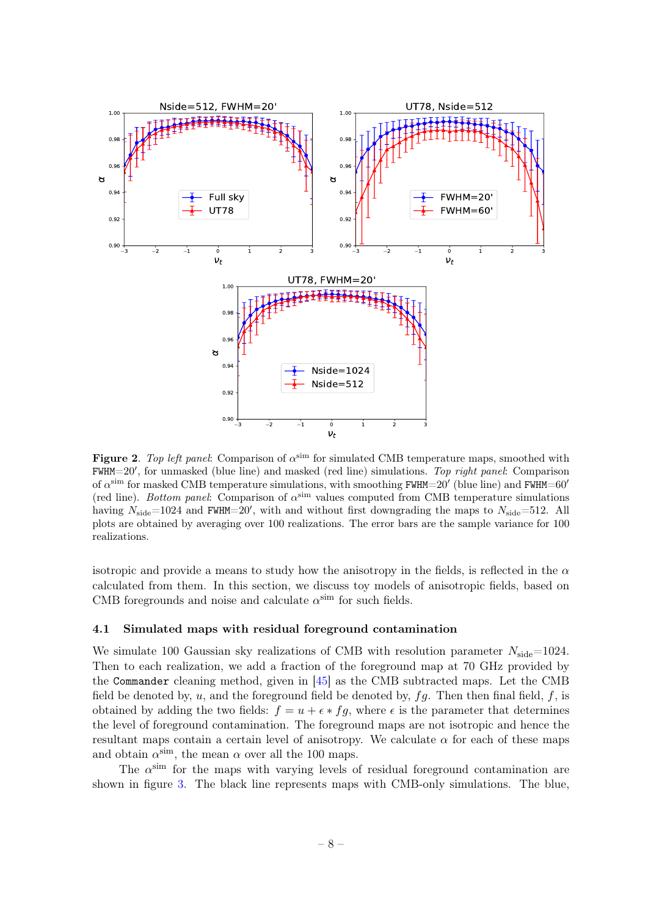**Figure 2**. *Top left panel*: Comparison of $\alpha^{\rm sim}$ for simulated CMB temperature maps, smoothed with FWHM$=20'$, for unmasked (blue line) and masked (red line) simulations. *Top right panel*: Comparison of $\alpha^{\rm sim}$ for masked CMB temperature simulations, with smoothing FWHM$=20'$ (blue line) and FWHM$=60'$ (red line). *Bottom panel*: Comparison of $\alpha^{\rm sim}$ values computed from CMB temperature simulations having $N_{\rm side}$=1024 and FWHM$=20'$, with and without first downgrading the maps to $N_{\rm side}$=512. All plots are obtained by averaging over 100 realizations. The error bars are the sample variance for 100 realizations.

isotropic and provide a means to study how the anisotropy in the fields, is reflected in the $\alpha$ calculated from them. In this section, we discuss toy models of anisotropic fields, based on CMB foregrounds and noise and calculate $\alpha^{\rm sim}$ for such fields.

### 4.1 Simulated maps with residual foreground contamination

We simulate 100 Gaussian sky realizations of CMB with resolution parameter $N_{\rm side}$=1024. Then to each realization, we add a fraction of the foreground map at 70 GHz provided by the `Commander` cleaning method, given in [45] as the CMB subtracted maps. Let the CMB field be denoted by, $u$, and the foreground field be denoted by, $fg$. Then then final field, $f$, is obtained by adding the two fields: $f = u + \epsilon * fg$, where $\epsilon$ is the parameter that determines the level of foreground contamination. The foreground maps are not isotropic and hence the resultant maps contain a certain level of anisotropy. We calculate $\alpha$ for each of these maps and obtain $\alpha^{\rm sim}$, the mean $\alpha$ over all the 100 maps.

The $\alpha^{\rm sim}$ for the maps with varying levels of residual foreground contamination are shown in figure 3. The black line represents maps with CMB-only simulations. The blue,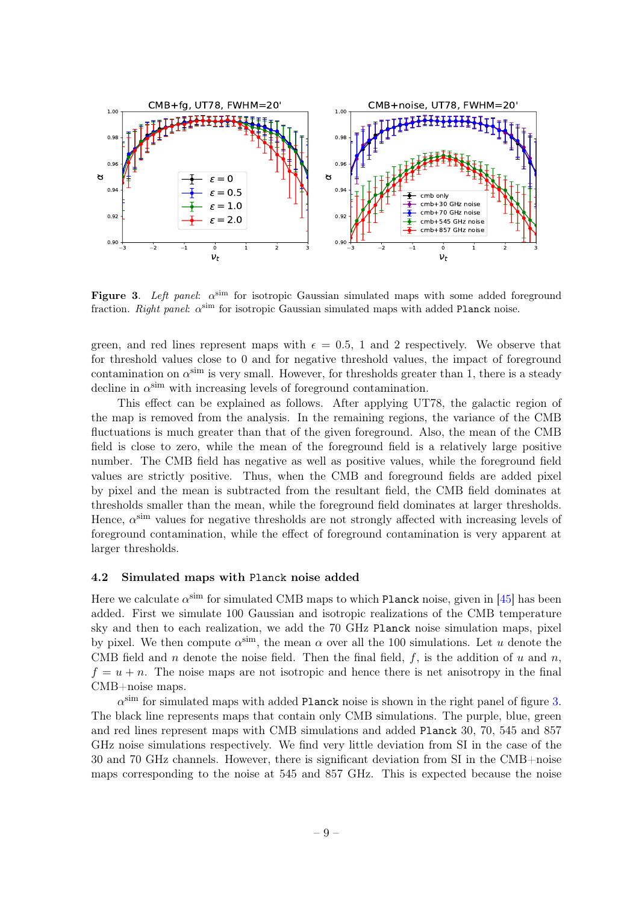**Figure 3**. *Left panel*: $\alpha^{\rm sim}$ for isotropic Gaussian simulated maps with some added foreground fraction. *Right panel*: $\alpha^{\rm sim}$ for isotropic Gaussian simulated maps with added Planck noise.

green, and red lines represent maps with $\epsilon = 0.5$, 1 and 2 respectively. We observe that for threshold values close to 0 and for negative threshold values, the impact of foreground contamination on $\alpha^{\rm sim}$ is very small. However, for thresholds greater than 1, there is a steady decline in $\alpha^{\rm sim}$ with increasing levels of foreground contamination.

This effect can be explained as follows. After applying UT78, the galactic region of the map is removed from the analysis. In the remaining regions, the variance of the CMB fluctuations is much greater than that of the given foreground. Also, the mean of the CMB field is close to zero, while the mean of the foreground field is a relatively large positive number. The CMB field has negative as well as positive values, while the foreground field values are strictly positive. Thus, when the CMB and foreground fields are added pixel by pixel and the mean is subtracted from the resultant field, the CMB field dominates at thresholds smaller than the mean, while the foreground field dominates at larger thresholds. Hence, $\alpha^{\rm sim}$ values for negative thresholds are not strongly affected with increasing levels of foreground contamination, while the effect of foreground contamination is very apparent at larger thresholds.

### 4.2 Simulated maps with Planck noise added

Here we calculate $\alpha^{\rm sim}$ for simulated CMB maps to which Planck noise, given in [45] has been added. First we simulate 100 Gaussian and isotropic realizations of the CMB temperature sky and then to each realization, we add the 70 GHz Planck noise simulation maps, pixel by pixel. We then compute $\alpha^{\rm sim}$, the mean $\alpha$ over all the 100 simulations. Let $u$ denote the CMB field and $n$ denote the noise field. Then the final field, $f$, is the addition of $u$ and $n$, $f = u + n$. The noise maps are not isotropic and hence there is net anisotropy in the final CMB+noise maps.

$\alpha^{\rm sim}$ for simulated maps with added Planck noise is shown in the right panel of figure 3. The black line represents maps that contain only CMB simulations. The purple, blue, green and red lines represent maps with CMB simulations and added Planck 30, 70, 545 and 857 GHz noise simulations respectively. We find very little deviation from SI in the case of the 30 and 70 GHz channels. However, there is significant deviation from SI in the CMB+noise maps corresponding to the noise at 545 and 857 GHz. This is expected because the noise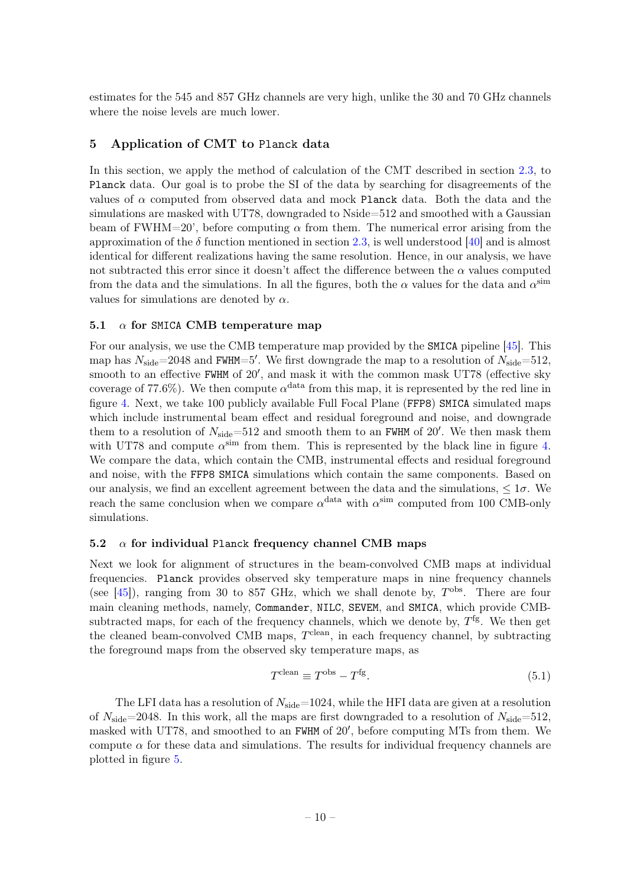estimates for the 545 and 857 GHz channels are very high, unlike the 30 and 70 GHz channels where the noise levels are much lower.

## 5 Application of CMT to Planck data

In this section, we apply the method of calculation of the CMT described in section 2.3, to Planck data. Our goal is to probe the SI of the data by searching for disagreements of the values of $\alpha$ computed from observed data and mock Planck data. Both the data and the simulations are masked with UT78, downgraded to Nside=512 and smoothed with a Gaussian beam of FWHM=20', before computing $\alpha$ from them. The numerical error arising from the approximation of the $\delta$ function mentioned in section 2.3, is well understood [40] and is almost identical for different realizations having the same resolution. Hence, in our analysis, we have not subtracted this error since it doesn't affect the difference between the $\alpha$ values computed from the data and the simulations. In all the figures, both the $\alpha$ values for the data and $\alpha^{\rm sim}$ values for simulations are denoted by $\alpha$.

### 5.1 $\alpha$ for SMICA CMB temperature map

For our analysis, we use the CMB temperature map provided by the **SMICA** pipeline [45]. This map has $N_{\rm side}$=2048 and FWHM=5$'$. We first downgrade the map to a resolution of $N_{\rm side}$=512, smooth to an effective FWHM of 20$'$, and mask it with the common mask UT78 (effective sky coverage of 77.6%). We then compute $\alpha^{\rm data}$ from this map, it is represented by the red line in figure 4. Next, we take 100 publicly available Full Focal Plane (**FFP8**) **SMICA** simulated maps which include instrumental beam effect and residual foreground and noise, and downgrade them to a resolution of $N_{\rm side}$=512 and smooth them to an FWHM of 20$'$. We then mask them with UT78 and compute $\alpha^{\rm sim}$ from them. This is represented by the black line in figure 4. We compare the data, which contain the CMB, instrumental effects and residual foreground and noise, with the **FFP8 SMICA** simulations which contain the same components. Based on our analysis, we find an excellent agreement between the data and the simulations, $\leq 1\sigma$. We reach the same conclusion when we compare $\alpha^{\rm data}$ with $\alpha^{\rm sim}$ computed from 100 CMB-only simulations.

### 5.2 $\alpha$ for individual Planck frequency channel CMB maps

Next we look for alignment of structures in the beam-convolved CMB maps at individual frequencies. Planck provides observed sky temperature maps in nine frequency channels (see [45]), ranging from 30 to 857 GHz, which we shall denote by, $T^{\rm obs}$. There are four main cleaning methods, namely, **Commander**, **NILC**, **SEVEM**, and **SMICA**, which provide CMB-subtracted maps, for each of the frequency channels, which we denote by, $T^{\rm fg}$. We then get the cleaned beam-convolved CMB maps, $T^{\rm clean}$, in each frequency channel, by subtracting the foreground maps from the observed sky temperature maps, as

$$T^{\rm clean} \equiv T^{\rm obs} - T^{\rm fg}. \tag{5.1}$$

The LFI data has a resolution of $N_{\rm side}$=1024, while the HFI data are given at a resolution of $N_{\rm side}$=2048. In this work, all the maps are first downgraded to a resolution of $N_{\rm side}$=512, masked with UT78, and smoothed to an FWHM of 20$'$, before computing MTs from them. We compute $\alpha$ for these data and simulations. The results for individual frequency channels are plotted in figure 5.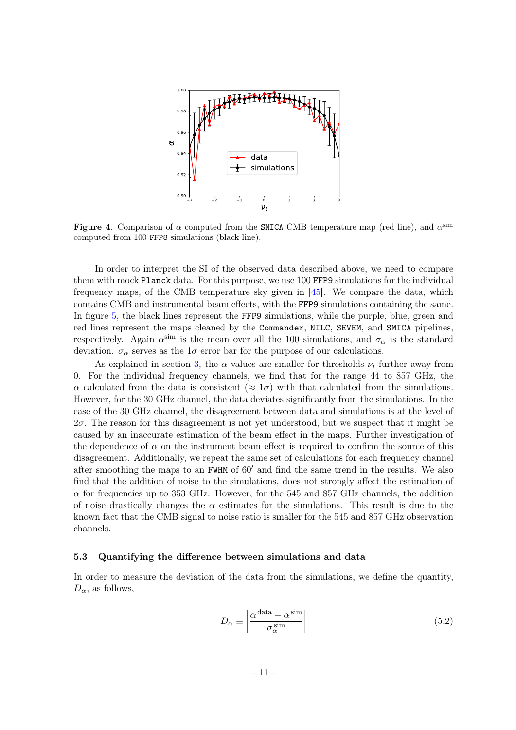**Figure 4**. Comparison of $\alpha$ computed from the SMICA CMB temperature map (red line), and $\alpha^{\rm sim}$ computed from 100 FFP8 simulations (black line).

In order to interpret the SI of the observed data described above, we need to compare them with mock Planck data. For this purpose, we use 100 FFP9 simulations for the individual frequency maps, of the CMB temperature sky given in [45]. We compare the data, which contains CMB and instrumental beam effects, with the FFP9 simulations containing the same. In figure 5, the black lines represent the FFP9 simulations, while the purple, blue, green and red lines represent the maps cleaned by the Commander, NILC, SEVEM, and SMICA pipelines, respectively. Again $\alpha^{\rm sim}$ is the mean over all the 100 simulations, and $\sigma_\alpha$ is the standard deviation. $\sigma_\alpha$ serves as the $1\sigma$ error bar for the purpose of our calculations.

As explained in section 3, the $\alpha$ values are smaller for thresholds $\nu_t$ further away from 0. For the individual frequency channels, we find that for the range 44 to 857 GHz, the $\alpha$ calculated from the data is consistent ($\approx 1\sigma$) with that calculated from the simulations. However, for the 30 GHz channel, the data deviates significantly from the simulations. In the case of the 30 GHz channel, the disagreement between data and simulations is at the level of $2\sigma$. The reason for this disagreement is not yet understood, but we suspect that it might be caused by an inaccurate estimation of the beam effect in the maps. Further investigation of the dependence of $\alpha$ on the instrument beam effect is required to confirm the source of this disagreement. Additionally, we repeat the same set of calculations for each frequency channel after smoothing the maps to an FWHM of $60'$ and find the same trend in the results. We also find that the addition of noise to the simulations, does not strongly affect the estimation of $\alpha$ for frequencies up to 353 GHz. However, for the 545 and 857 GHz channels, the addition of noise drastically changes the $\alpha$ estimates for the simulations. This result is due to the known fact that the CMB signal to noise ratio is smaller for the 545 and 857 GHz observation channels.

### 5.3 Quantifying the difference between simulations and data

In order to measure the deviation of the data from the simulations, we define the quantity, $D_\alpha$, as follows,

$$D_\alpha \equiv \left| \frac{\alpha^{\rm data} - \alpha^{\rm sim}}{\sigma_\alpha^{\rm sim}} \right| \tag{5.2}$$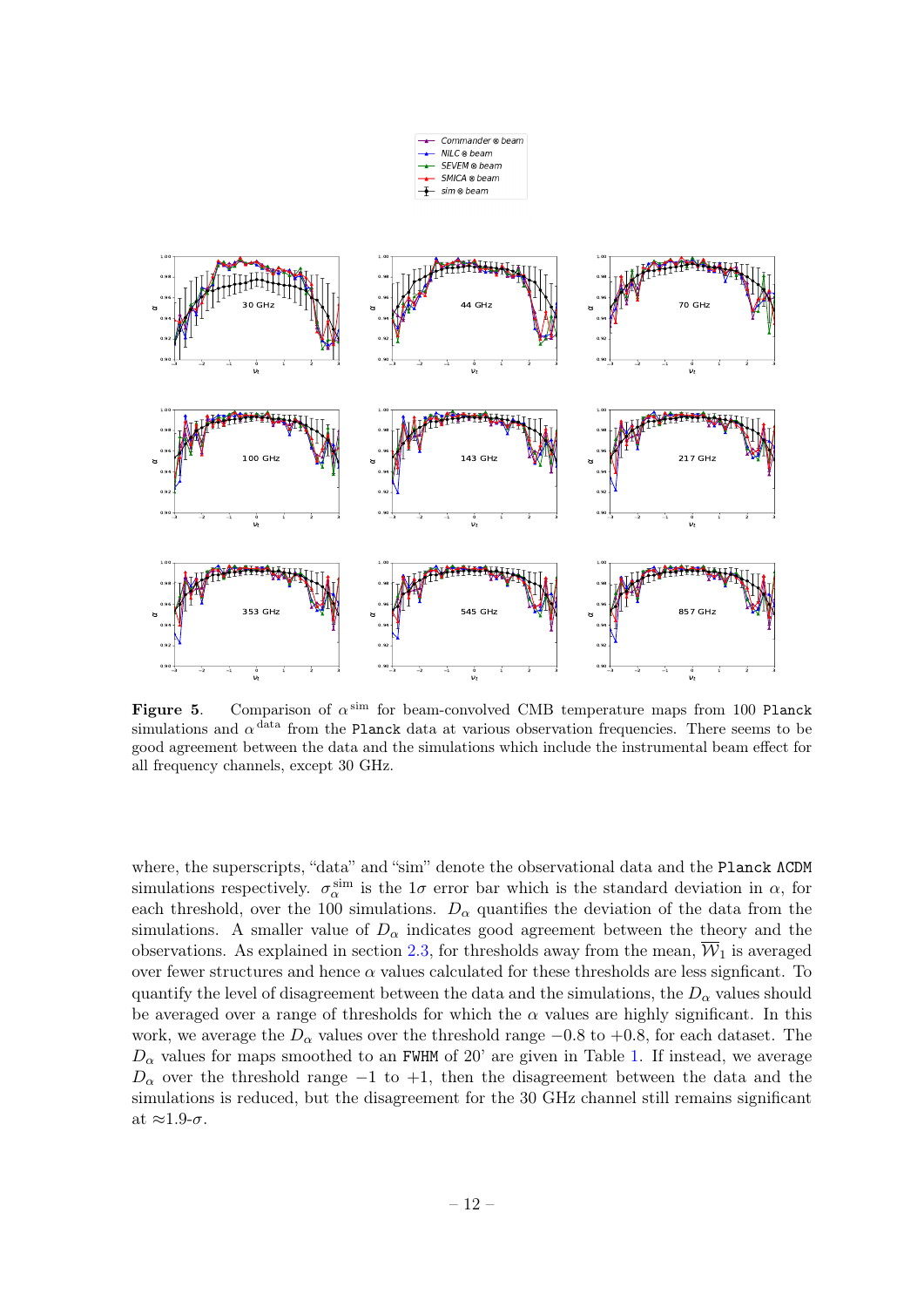**Figure 5**. Comparison of $\alpha^{\rm sim}$ for beam-convolved CMB temperature maps from 100 `Planck` simulations and $\alpha^{\rm data}$ from the `Planck` data at various observation frequencies. There seems to be good agreement between the data and the simulations which include the instrumental beam effect for all frequency channels, except 30 GHz.

where, the superscripts, "data" and "sim" denote the observational data and the `Planck` $\Lambda$CDM simulations respectively. $\sigma_\alpha^{\rm sim}$ is the $1\sigma$ error bar which is the standard deviation in $\alpha$, for each threshold, over the 100 simulations. $D_\alpha$ quantifies the deviation of the data from the simulations. A smaller value of $D_\alpha$ indicates good agreement between the theory and the observations. As explained in section 2.3, for thresholds away from the mean, $\overline{\mathcal{W}}_1$ is averaged over fewer structures and hence $\alpha$ values calculated for these thresholds are less signficant. To quantify the level of disagreement between the data and the simulations, the $D_\alpha$ values should be averaged over a range of thresholds for which the $\alpha$ values are highly significant. In this work, we average the $D_\alpha$ values over the threshold range $-0.8$ to $+0.8$, for each dataset. The $D_\alpha$ values for maps smoothed to an `FWHM` of 20' are given in Table 1. If instead, we average $D_\alpha$ over the threshold range $-1$ to $+1$, then the disagreement between the data and the simulations is reduced, but the disagreement for the 30 GHz channel still remains significant at $\approx$1.9-$\sigma$.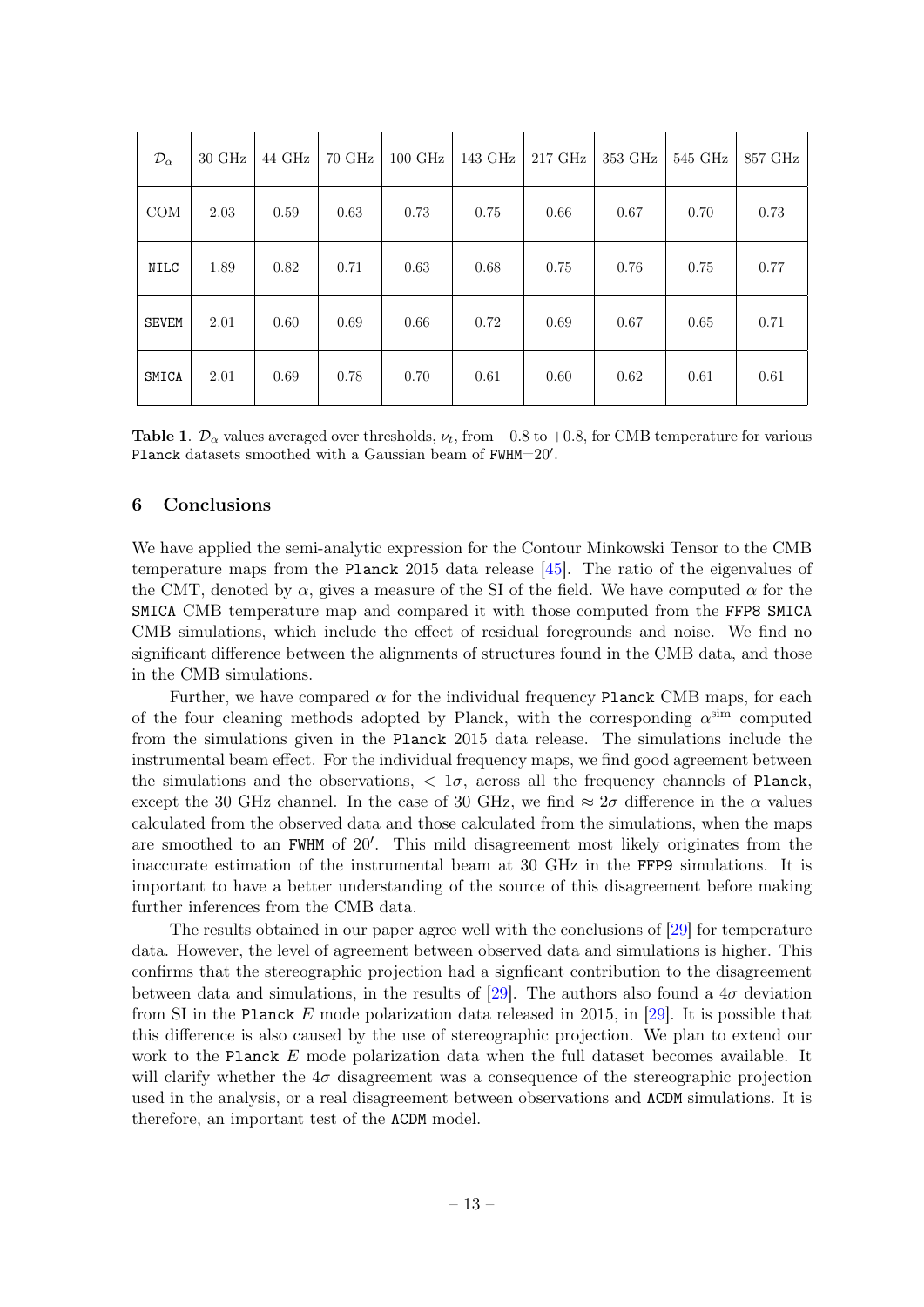| $\mathcal{D}_\alpha$ | 30 GHz | 44 GHz | 70 GHz | 100 GHz | 143 GHz | 217 GHz | 353 GHz | 545 GHz | 857 GHz |
|---|---|---|---|---|---|---|---|---|---|
| COM | 2.03 | 0.59 | 0.63 | 0.73 | 0.75 | 0.66 | 0.67 | 0.70 | 0.73 |
| NILC | 1.89 | 0.82 | 0.71 | 0.63 | 0.68 | 0.75 | 0.76 | 0.75 | 0.77 |
| SEVEM | 2.01 | 0.60 | 0.69 | 0.66 | 0.72 | 0.69 | 0.67 | 0.65 | 0.71 |
| SMICA | 2.01 | 0.69 | 0.78 | 0.70 | 0.61 | 0.60 | 0.62 | 0.61 | 0.61 |

**Table 1.** $\mathcal{D}_\alpha$ values averaged over thresholds, $\nu_t$, from $-0.8$ to $+0.8$, for CMB temperature for various Planck datasets smoothed with a Gaussian beam of FWHM=$20'$.

## 6 Conclusions

We have applied the semi-analytic expression for the Contour Minkowski Tensor to the CMB temperature maps from the Planck 2015 data release [45]. The ratio of the eigenvalues of the CMT, denoted by $\alpha$, gives a measure of the SI of the field. We have computed $\alpha$ for the SMICA CMB temperature map and compared it with those computed from the FFP8 SMICA CMB simulations, which include the effect of residual foregrounds and noise. We find no significant difference between the alignments of structures found in the CMB data, and those in the CMB simulations.

Further, we have compared $\alpha$ for the individual frequency Planck CMB maps, for each of the four cleaning methods adopted by Planck, with the corresponding $\alpha^{\rm sim}$ computed from the simulations given in the Planck 2015 data release. The simulations include the instrumental beam effect. For the individual frequency maps, we find good agreement between the simulations and the observations, $< 1\sigma$, across all the frequency channels of Planck, except the 30 GHz channel. In the case of 30 GHz, we find $\approx 2\sigma$ difference in the $\alpha$ values calculated from the observed data and those calculated from the simulations, when the maps are smoothed to an FWHM of $20'$. This mild disagreement most likely originates from the inaccurate estimation of the instrumental beam at 30 GHz in the FFP9 simulations. It is important to have a better understanding of the source of this disagreement before making further inferences from the CMB data.

The results obtained in our paper agree well with the conclusions of [29] for temperature data. However, the level of agreement between observed data and simulations is higher. This confirms that the stereographic projection had a signficant contribution to the disagreement between data and simulations, in the results of [29]. The authors also found a $4\sigma$ deviation from SI in the Planck $E$ mode polarization data released in 2015, in [29]. It is possible that this difference is also caused by the use of stereographic projection. We plan to extend our work to the Planck $E$ mode polarization data when the full dataset becomes available. It will clarify whether the $4\sigma$ disagreement was a consequence of the stereographic projection used in the analysis, or a real disagreement between observations and ΛCDM simulations. It is therefore, an important test of the ΛCDM model.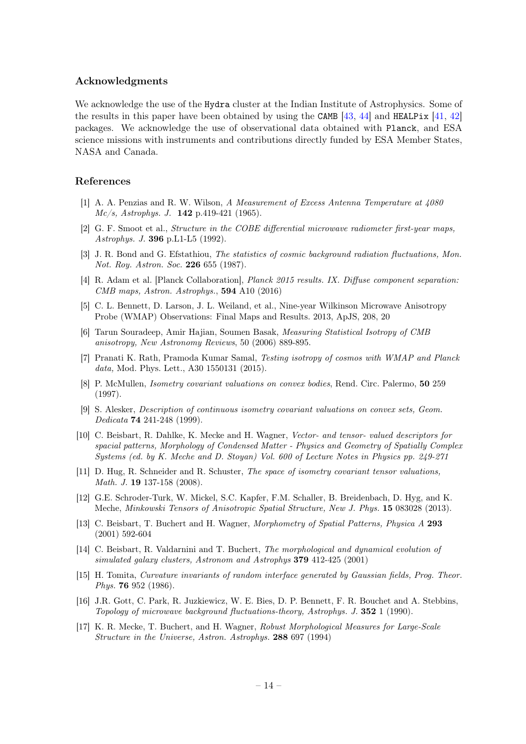## Acknowledgments

We acknowledge the use of the Hydra cluster at the Indian Institute of Astrophysics. Some of the results in this paper have been obtained by using the CAMB [43, 44] and HEALPix [41, 42] packages. We acknowledge the use of observational data obtained with Planck, and ESA science missions with instruments and contributions directly funded by ESA Member States, NASA and Canada.

## References

[1] A. A. Penzias and R. W. Wilson, *A Measurement of Excess Antenna Temperature at 4080 Mc/s, Astrophys. J.* **142** p.419-421 (1965).

[2] G. F. Smoot et al., *Structure in the COBE differential microwave radiometer first-year maps, Astrophys. J.* **396** p.L1-L5 (1992).

[3] J. R. Bond and G. Efstathiou, *The statistics of cosmic background radiation fluctuations, Mon. Not. Roy. Astron. Soc.* **226** 655 (1987).

[4] R. Adam et al. [Planck Collaboration], *Planck 2015 results. IX. Diffuse component separation: CMB maps, Astron. Astrophys.*, **594** A10 (2016)

[5] C. L. Bennett, D. Larson, J. L. Weiland, et al., Nine-year Wilkinson Microwave Anisotropy Probe (WMAP) Observations: Final Maps and Results. 2013, ApJS, 208, 20

[6] Tarun Souradeep, Amir Hajian, Soumen Basak, *Measuring Statistical Isotropy of CMB anisotropy, New Astronomy Reviews*, 50 (2006) 889-895.

[7] Pranati K. Rath, Pramoda Kumar Samal, *Testing isotropy of cosmos with WMAP and Planck data,* Mod. Phys. Lett., A30 1550131 (2015).

[8] P. McMullen, *Isometry covariant valuations on convex bodies*, Rend. Circ. Palermo, **50** 259 (1997).

[9] S. Alesker, *Description of continuous isometry covariant valuations on convex sets, Geom. Dedicata* **74** 241-248 (1999).

[10] C. Beisbart, R. Dahlke, K. Mecke and H. Wagner, *Vector- and tensor- valued descriptors for spacial patterns, Morphology of Condensed Matter - Physics and Geometry of Spatially Complex Systems (ed. by K. Meche and D. Stoyan) Vol. 600 of Lecture Notes in Physics pp. 249-271*

[11] D. Hug, R. Schneider and R. Schuster, *The space of isometry covariant tensor valuations, Math. J.* **19** 137-158 (2008).

[12] G.E. Schroder-Turk, W. Mickel, S.C. Kapfer, F.M. Schaller, B. Breidenbach, D. Hyg, and K. Meche, *Minkowski Tensors of Anisotropic Spatial Structure, New J. Phys.* **15** 083028 (2013).

[13] C. Beisbart, T. Buchert and H. Wagner, *Morphometry of Spatial Patterns, Physica A* **293** (2001) 592-604

[14] C. Beisbart, R. Valdarnini and T. Buchert, *The morphological and dynamical evolution of simulated galaxy clusters, Astronom and Astrophys* **379** 412-425 (2001)

[15] H. Tomita, *Curvature invariants of random interface generated by Gaussian fields, Prog. Theor. Phys.* **76** 952 (1986).

[16] J.R. Gott, C. Park, R. Juzkiewicz, W. E. Bies, D. P. Bennett, F. R. Bouchet and A. Stebbins, *Topology of microwave background fluctuations-theory, Astrophys. J.* **352** 1 (1990).

[17] K. R. Mecke, T. Buchert, and H. Wagner, *Robust Morphological Measures for Large-Scale Structure in the Universe, Astron. Astrophys.* **288** 697 (1994)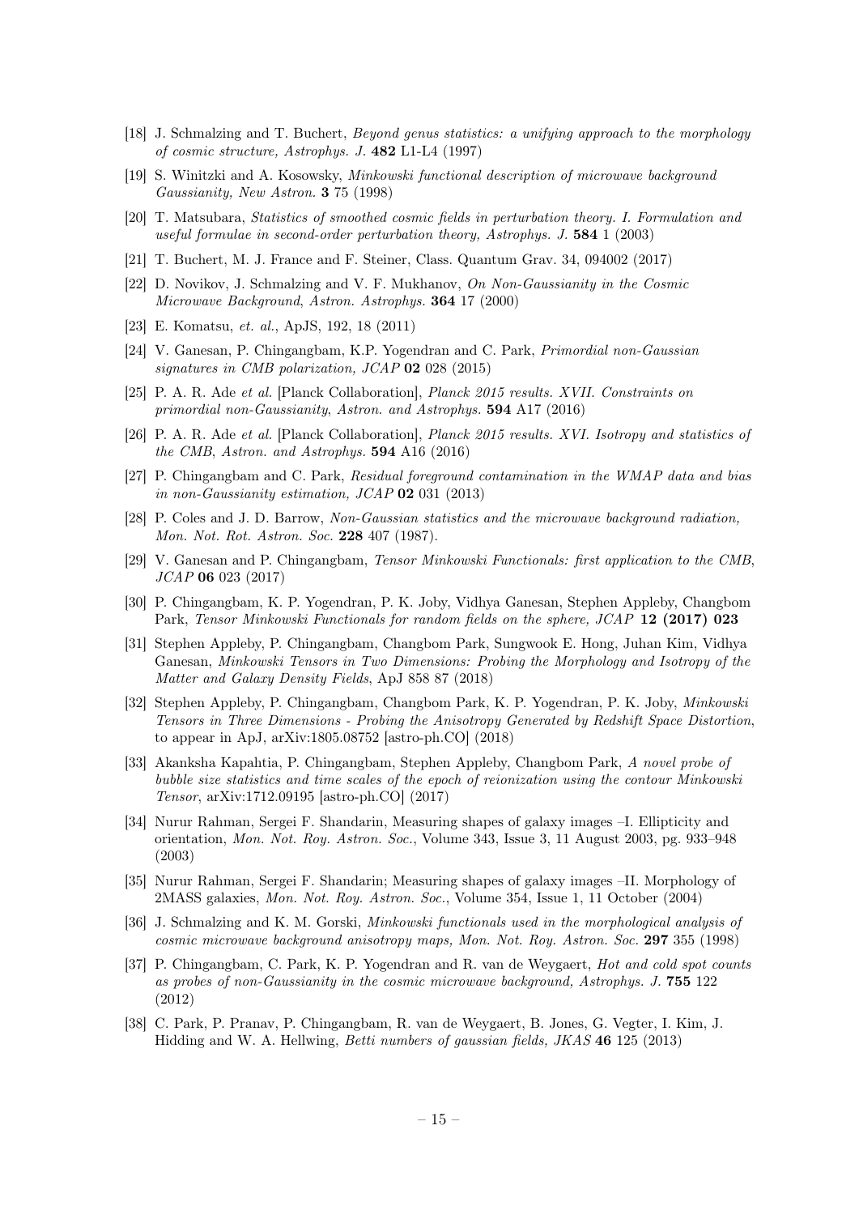[18] J. Schmalzing and T. Buchert, *Beyond genus statistics: a unifying approach to the morphology of cosmic structure, Astrophys. J.* **482** L1-L4 (1997)

[19] S. Winitzki and A. Kosowsky, *Minkowski functional description of microwave background Gaussianity, New Astron.* **3** 75 (1998)

[20] T. Matsubara, *Statistics of smoothed cosmic fields in perturbation theory. I. Formulation and useful formulae in second-order perturbation theory, Astrophys. J.* **584** 1 (2003)

[21] T. Buchert, M. J. France and F. Steiner, Class. Quantum Grav. 34, 094002 (2017)

[22] D. Novikov, J. Schmalzing and V. F. Mukhanov, *On Non-Gaussianity in the Cosmic Microwave Background*, *Astron. Astrophys.* **364** 17 (2000)

[23] E. Komatsu, *et. al.*, ApJS, 192, 18 (2011)

[24] V. Ganesan, P. Chingangbam, K.P. Yogendran and C. Park, *Primordial non-Gaussian signatures in CMB polarization, JCAP* **02** 028 (2015)

[25] P. A. R. Ade *et al.* [Planck Collaboration], *Planck 2015 results. XVII. Constraints on primordial non-Gaussianity, Astron. and Astrophys.* **594** A17 (2016)

[26] P. A. R. Ade *et al.* [Planck Collaboration], *Planck 2015 results. XVI. Isotropy and statistics of the CMB*, *Astron. and Astrophys.* **594** A16 (2016)

[27] P. Chingangbam and C. Park, *Residual foreground contamination in the WMAP data and bias in non-Gaussianity estimation, JCAP* **02** 031 (2013)

[28] P. Coles and J. D. Barrow, *Non-Gaussian statistics and the microwave background radiation, Mon. Not. Rot. Astron. Soc.* **228** 407 (1987).

[29] V. Ganesan and P. Chingangbam, *Tensor Minkowski Functionals: first application to the CMB*, *JCAP* **06** 023 (2017)

[30] P. Chingangbam, K. P. Yogendran, P. K. Joby, Vidhya Ganesan, Stephen Appleby, Changbom Park, *Tensor Minkowski Functionals for random fields on the sphere, JCAP* **12 (2017) 023**

[31] Stephen Appleby, P. Chingangbam, Changbom Park, Sungwook E. Hong, Juhan Kim, Vidhya Ganesan, *Minkowski Tensors in Two Dimensions: Probing the Morphology and Isotropy of the Matter and Galaxy Density Fields*, ApJ 858 87 (2018)

[32] Stephen Appleby, P. Chingangbam, Changbom Park, K. P. Yogendran, P. K. Joby, *Minkowski Tensors in Three Dimensions - Probing the Anisotropy Generated by Redshift Space Distortion*, to appear in ApJ, arXiv:1805.08752 [astro-ph.CO] (2018)

[33] Akanksha Kapahtia, P. Chingangbam, Stephen Appleby, Changbom Park, *A novel probe of bubble size statistics and time scales of the epoch of reionization using the contour Minkowski Tensor*, arXiv:1712.09195 [astro-ph.CO] (2017)

[34] Nurur Rahman, Sergei F. Shandarin, Measuring shapes of galaxy images –I. Ellipticity and orientation, *Mon. Not. Roy. Astron. Soc.*, Volume 343, Issue 3, 11 August 2003, pg. 933–948 (2003)

[35] Nurur Rahman, Sergei F. Shandarin; Measuring shapes of galaxy images –II. Morphology of 2MASS galaxies, *Mon. Not. Roy. Astron. Soc.*, Volume 354, Issue 1, 11 October (2004)

[36] J. Schmalzing and K. M. Gorski, *Minkowski functionals used in the morphological analysis of cosmic microwave background anisotropy maps, Mon. Not. Roy. Astron. Soc.* **297** 355 (1998)

[37] P. Chingangbam, C. Park, K. P. Yogendran and R. van de Weygaert, *Hot and cold spot counts as probes of non-Gaussianity in the cosmic microwave background, Astrophys. J.* **755** 122 (2012)

[38] C. Park, P. Pranav, P. Chingangbam, R. van de Weygaert, B. Jones, G. Vegter, I. Kim, J. Hidding and W. A. Hellwing, *Betti numbers of gaussian fields, JKAS* **46** 125 (2013)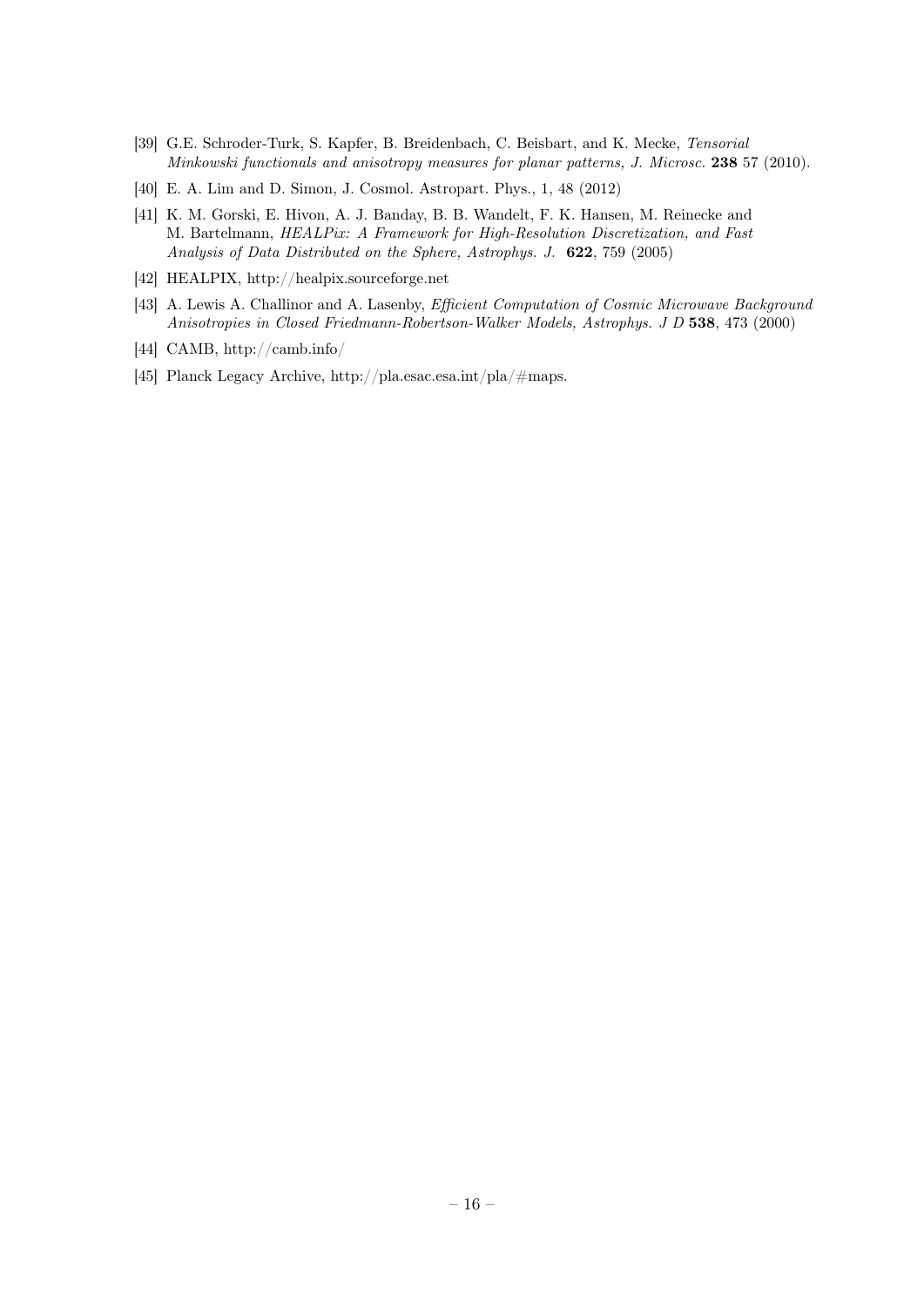[39] G.E. Schroder-Turk, S. Kapfer, B. Breidenbach, C. Beisbart, and K. Mecke, *Tensorial Minkowski functionals and anisotropy measures for planar patterns, J. Microsc.* **238** 57 (2010).

[40] E. A. Lim and D. Simon, J. Cosmol. Astropart. Phys., 1, 48 (2012)

[41] K. M. Gorski, E. Hivon, A. J. Banday, B. B. Wandelt, F. K. Hansen, M. Reinecke and M. Bartelmann, *HEALPix: A Framework for High-Resolution Discretization, and Fast Analysis of Data Distributed on the Sphere, Astrophys. J.* **622**, 759 (2005)

[42] HEALPIX, http://healpix.sourceforge.net

[43] A. Lewis A. Challinor and A. Lasenby, *Efficient Computation of Cosmic Microwave Background Anisotropies in Closed Friedmann-Robertson-Walker Models, Astrophys. J D* **538**, 473 (2000)

[44] CAMB, http://camb.info/

[45] Planck Legacy Archive, http://pla.esac.esa.int/pla/#maps.